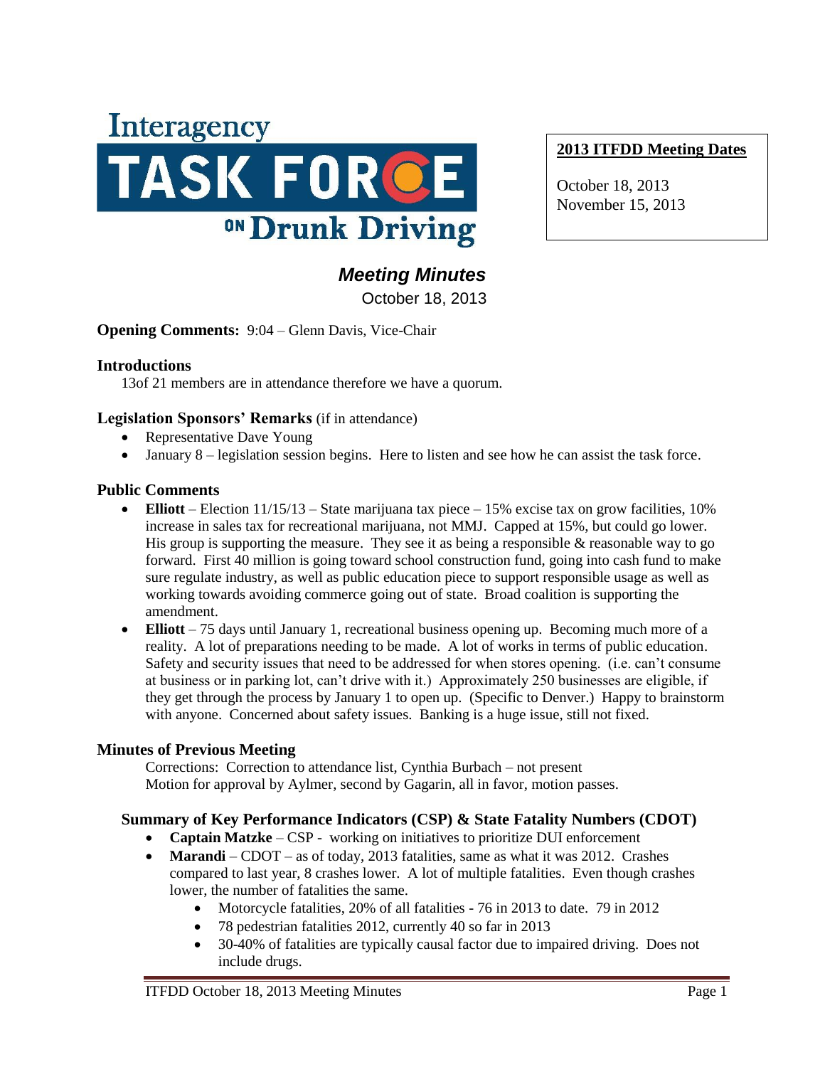Interagency

# TASK FORCE ON Drunk Driving

**2013 ITFDD Meeting Dates**

October 18, 2013
November 15, 2013

## *Meeting Minutes*

October 18, 2013

**Opening Comments:** 9:04 – Glenn Davis, Vice-Chair

### Introductions

13of 21 members are in attendance therefore we have a quorum.

### Legislation Sponsors' Remarks (if in attendance)

- Representative Dave Young
- January 8 – legislation session begins. Here to listen and see how he can assist the task force.

### Public Comments

- **Elliott** – Election 11/15/13 – State marijuana tax piece – 15% excise tax on grow facilities, 10% increase in sales tax for recreational marijuana, not MMJ. Capped at 15%, but could go lower. His group is supporting the measure. They see it as being a responsible & reasonable way to go forward. First 40 million is going toward school construction fund, going into cash fund to make sure regulate industry, as well as public education piece to support responsible usage as well as working towards avoiding commerce going out of state. Broad coalition is supporting the amendment.
- **Elliott** – 75 days until January 1, recreational business opening up. Becoming much more of a reality. A lot of preparations needing to be made. A lot of works in terms of public education. Safety and security issues that need to be addressed for when stores opening. (i.e. can't consume at business or in parking lot, can't drive with it.) Approximately 250 businesses are eligible, if they get through the process by January 1 to open up. (Specific to Denver.) Happy to brainstorm with anyone. Concerned about safety issues. Banking is a huge issue, still not fixed.

### Minutes of Previous Meeting

Corrections: Correction to attendance list, Cynthia Burbach – not present
Motion for approval by Aylmer, second by Gagarin, all in favor, motion passes.

### Summary of Key Performance Indicators (CSP) & State Fatality Numbers (CDOT)

- **Captain Matzke** – CSP - working on initiatives to prioritize DUI enforcement
- **Marandi** – CDOT – as of today, 2013 fatalities, same as what it was 2012. Crashes compared to last year, 8 crashes lower. A lot of multiple fatalities. Even though crashes lower, the number of fatalities the same.
  - Motorcycle fatalities, 20% of all fatalities - 76 in 2013 to date. 79 in 2012
  - 78 pedestrian fatalities 2012, currently 40 so far in 2013
  - 30-40% of fatalities are typically causal factor due to impaired driving. Does not include drugs.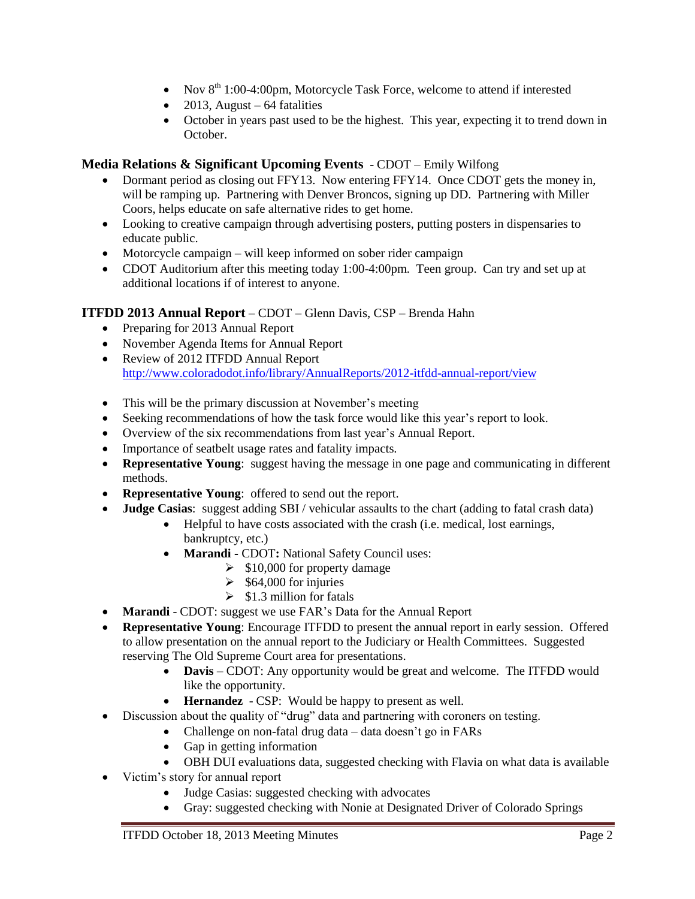- Nov 8th 1:00-4:00pm, Motorcycle Task Force, welcome to attend if interested
- 2013, August – 64 fatalities
- October in years past used to be the highest. This year, expecting it to trend down in October.

### Media Relations & Significant Upcoming Events - CDOT – Emily Wilfong

- Dormant period as closing out FFY13. Now entering FFY14. Once CDOT gets the money in, will be ramping up. Partnering with Denver Broncos, signing up DD. Partnering with Miller Coors, helps educate on safe alternative rides to get home.
- Looking to creative campaign through advertising posters, putting posters in dispensaries to educate public.
- Motorcycle campaign – will keep informed on sober rider campaign
- CDOT Auditorium after this meeting today 1:00-4:00pm. Teen group. Can try and set up at additional locations if of interest to anyone.

### ITFDD 2013 Annual Report – CDOT – Glenn Davis, CSP – Brenda Hahn

- Preparing for 2013 Annual Report
- November Agenda Items for Annual Report
- Review of 2012 ITFDD Annual Report
  http://www.coloradodot.info/library/AnnualReports/2012-itfdd-annual-report/view
- This will be the primary discussion at November's meeting
- Seeking recommendations of how the task force would like this year's report to look.
- Overview of the six recommendations from last year's Annual Report.
- Importance of seatbelt usage rates and fatality impacts.
- **Representative Young**: suggest having the message in one page and communicating in different methods.
- **Representative Young**: offered to send out the report.
- **Judge Casias**: suggest adding SBI / vehicular assaults to the chart (adding to fatal crash data)
  - Helpful to have costs associated with the crash (i.e. medical, lost earnings, bankruptcy, etc.)
  - **Marandi** - CDOT**:** National Safety Council uses:
    - $10,000 for property damage
    - $64,000 for injuries
    - $1.3 million for fatals
- **Marandi** - CDOT: suggest we use FAR's Data for the Annual Report
- **Representative Young**: Encourage ITFDD to present the annual report in early session. Offered to allow presentation on the annual report to the Judiciary or Health Committees. Suggested reserving The Old Supreme Court area for presentations.
  - **Davis** – CDOT: Any opportunity would be great and welcome. The ITFDD would like the opportunity.
  - **Hernandez** - CSP: Would be happy to present as well.
- Discussion about the quality of "drug" data and partnering with coroners on testing.
  - Challenge on non-fatal drug data – data doesn't go in FARs
  - Gap in getting information
  - OBH DUI evaluations data, suggested checking with Flavia on what data is available
- Victim's story for annual report
  - Judge Casias: suggested checking with advocates
  - Gray: suggested checking with Nonie at Designated Driver of Colorado Springs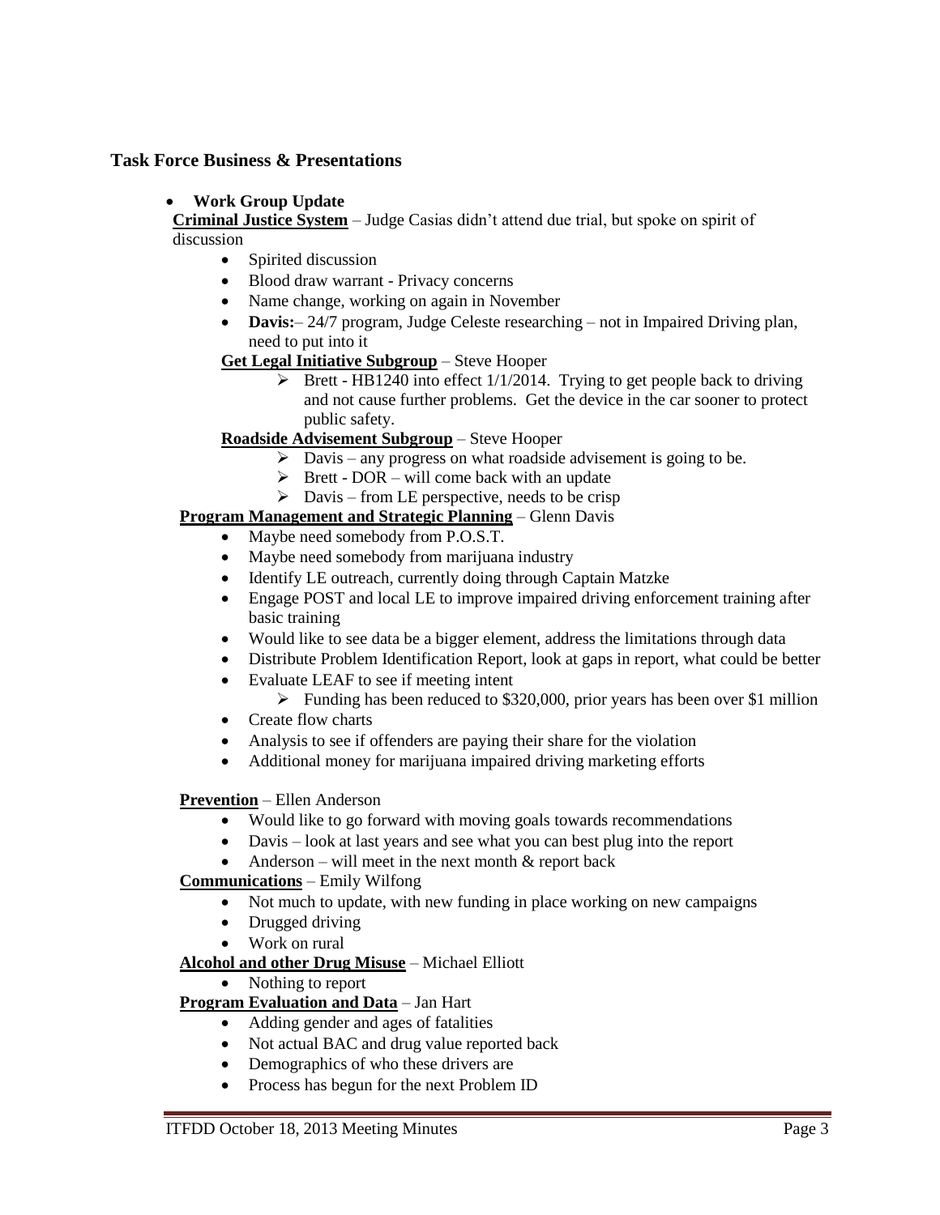## Task Force Business & Presentations

- **Work Group Update**

**Criminal Justice System** – Judge Casias didn't attend due trial, but spoke on spirit of discussion

- Spirited discussion
- Blood draw warrant - Privacy concerns
- Name change, working on again in November
- **Davis:**– 24/7 program, Judge Celeste researching – not in Impaired Driving plan, need to put into it

**Get Legal Initiative Subgroup** – Steve Hooper

- Brett - HB1240 into effect 1/1/2014. Trying to get people back to driving and not cause further problems. Get the device in the car sooner to protect public safety.

**Roadside Advisement Subgroup** – Steve Hooper

- Davis – any progress on what roadside advisement is going to be.
- Brett - DOR – will come back with an update
- Davis – from LE perspective, needs to be crisp

**Program Management and Strategic Planning** – Glenn Davis

- Maybe need somebody from P.O.S.T.
- Maybe need somebody from marijuana industry
- Identify LE outreach, currently doing through Captain Matzke
- Engage POST and local LE to improve impaired driving enforcement training after basic training
- Would like to see data be a bigger element, address the limitations through data
- Distribute Problem Identification Report, look at gaps in report, what could be better
- Evaluate LEAF to see if meeting intent
  - Funding has been reduced to $320,000, prior years has been over $1 million
- Create flow charts
- Analysis to see if offenders are paying their share for the violation
- Additional money for marijuana impaired driving marketing efforts

**Prevention** – Ellen Anderson

- Would like to go forward with moving goals towards recommendations
- Davis – look at last years and see what you can best plug into the report
- Anderson – will meet in the next month & report back

**Communications** – Emily Wilfong

- Not much to update, with new funding in place working on new campaigns
- Drugged driving
- Work on rural

**Alcohol and other Drug Misuse** – Michael Elliott

- Nothing to report

**Program Evaluation and Data** – Jan Hart

- Adding gender and ages of fatalities
- Not actual BAC and drug value reported back
- Demographics of who these drivers are
- Process has begun for the next Problem ID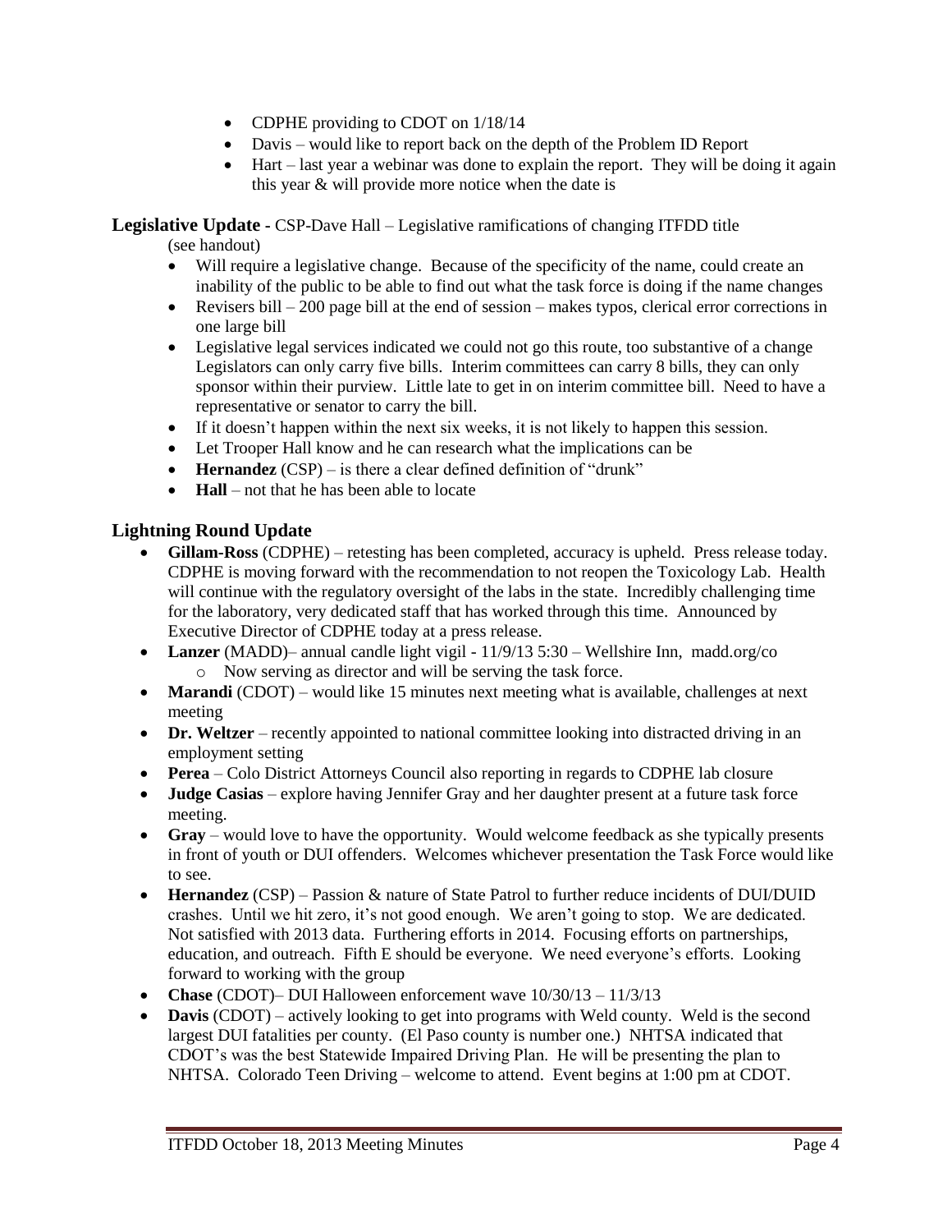- CDPHE providing to CDOT on 1/18/14
- Davis – would like to report back on the depth of the Problem ID Report
- Hart – last year a webinar was done to explain the report. They will be doing it again this year & will provide more notice when the date is

**Legislative Update** - CSP-Dave Hall – Legislative ramifications of changing ITFDD title (see handout)

- Will require a legislative change. Because of the specificity of the name, could create an inability of the public to be able to find out what the task force is doing if the name changes
- Revisers bill – 200 page bill at the end of session – makes typos, clerical error corrections in one large bill
- Legislative legal services indicated we could not go this route, too substantive of a change Legislators can only carry five bills. Interim committees can carry 8 bills, they can only sponsor within their purview. Little late to get in on interim committee bill. Need to have a representative or senator to carry the bill.
- If it doesn't happen within the next six weeks, it is not likely to happen this session.
- Let Trooper Hall know and he can research what the implications can be
- **Hernandez** (CSP) – is there a clear defined definition of "drunk"
- **Hall** – not that he has been able to locate

## Lightning Round Update

- **Gillam-Ross** (CDPHE) – retesting has been completed, accuracy is upheld. Press release today. CDPHE is moving forward with the recommendation to not reopen the Toxicology Lab. Health will continue with the regulatory oversight of the labs in the state. Incredibly challenging time for the laboratory, very dedicated staff that has worked through this time. Announced by Executive Director of CDPHE today at a press release.
- **Lanzer** (MADD)– annual candle light vigil - 11/9/13 5:30 – Wellshire Inn, madd.org/co
  - Now serving as director and will be serving the task force.
- **Marandi** (CDOT) – would like 15 minutes next meeting what is available, challenges at next meeting
- **Dr. Weltzer** – recently appointed to national committee looking into distracted driving in an employment setting
- **Perea** – Colo District Attorneys Council also reporting in regards to CDPHE lab closure
- **Judge Casias** – explore having Jennifer Gray and her daughter present at a future task force meeting.
- **Gray** – would love to have the opportunity. Would welcome feedback as she typically presents in front of youth or DUI offenders. Welcomes whichever presentation the Task Force would like to see.
- **Hernandez** (CSP) – Passion & nature of State Patrol to further reduce incidents of DUI/DUID crashes. Until we hit zero, it's not good enough. We aren't going to stop. We are dedicated. Not satisfied with 2013 data. Furthering efforts in 2014. Focusing efforts on partnerships, education, and outreach. Fifth E should be everyone. We need everyone's efforts. Looking forward to working with the group
- **Chase** (CDOT)– DUI Halloween enforcement wave 10/30/13 – 11/3/13
- **Davis** (CDOT) – actively looking to get into programs with Weld county. Weld is the second largest DUI fatalities per county. (El Paso county is number one.) NHTSA indicated that CDOT's was the best Statewide Impaired Driving Plan. He will be presenting the plan to NHTSA. Colorado Teen Driving – welcome to attend. Event begins at 1:00 pm at CDOT.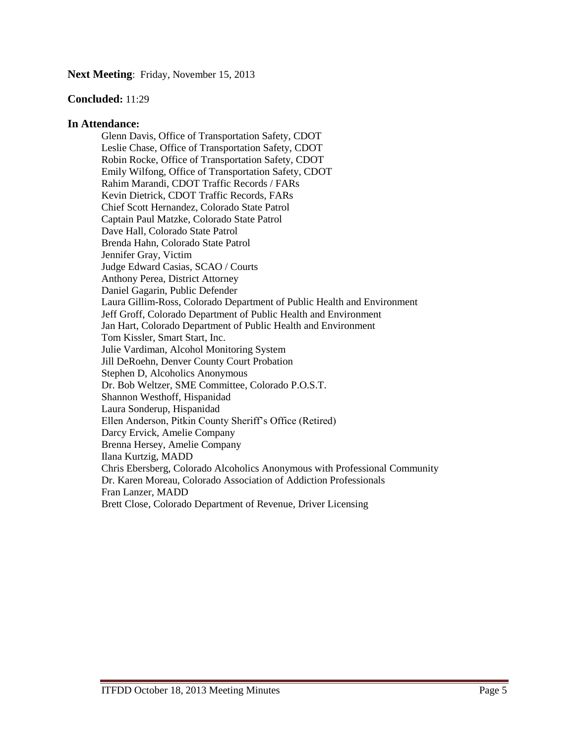**Next Meeting**: Friday, November 15, 2013

**Concluded:** 11:29

**In Attendance:**

Glenn Davis, Office of Transportation Safety, CDOT
Leslie Chase, Office of Transportation Safety, CDOT
Robin Rocke, Office of Transportation Safety, CDOT
Emily Wilfong, Office of Transportation Safety, CDOT
Rahim Marandi, CDOT Traffic Records / FARs
Kevin Dietrick, CDOT Traffic Records, FARs
Chief Scott Hernandez, Colorado State Patrol
Captain Paul Matzke, Colorado State Patrol
Dave Hall, Colorado State Patrol
Brenda Hahn, Colorado State Patrol
Jennifer Gray, Victim
Judge Edward Casias, SCAO / Courts
Anthony Perea, District Attorney
Daniel Gagarin, Public Defender
Laura Gillim-Ross, Colorado Department of Public Health and Environment
Jeff Groff, Colorado Department of Public Health and Environment
Jan Hart, Colorado Department of Public Health and Environment
Tom Kissler, Smart Start, Inc.
Julie Vardiman, Alcohol Monitoring System
Jill DeRoehn, Denver County Court Probation
Stephen D, Alcoholics Anonymous
Dr. Bob Weltzer, SME Committee, Colorado P.O.S.T.
Shannon Westhoff, Hispanidad
Laura Sonderup, Hispanidad
Ellen Anderson, Pitkin County Sheriff's Office (Retired)
Darcy Ervick, Amelie Company
Brenna Hersey, Amelie Company
Ilana Kurtzig, MADD
Chris Ebersberg, Colorado Alcoholics Anonymous with Professional Community
Dr. Karen Moreau, Colorado Association of Addiction Professionals
Fran Lanzer, MADD
Brett Close, Colorado Department of Revenue, Driver Licensing